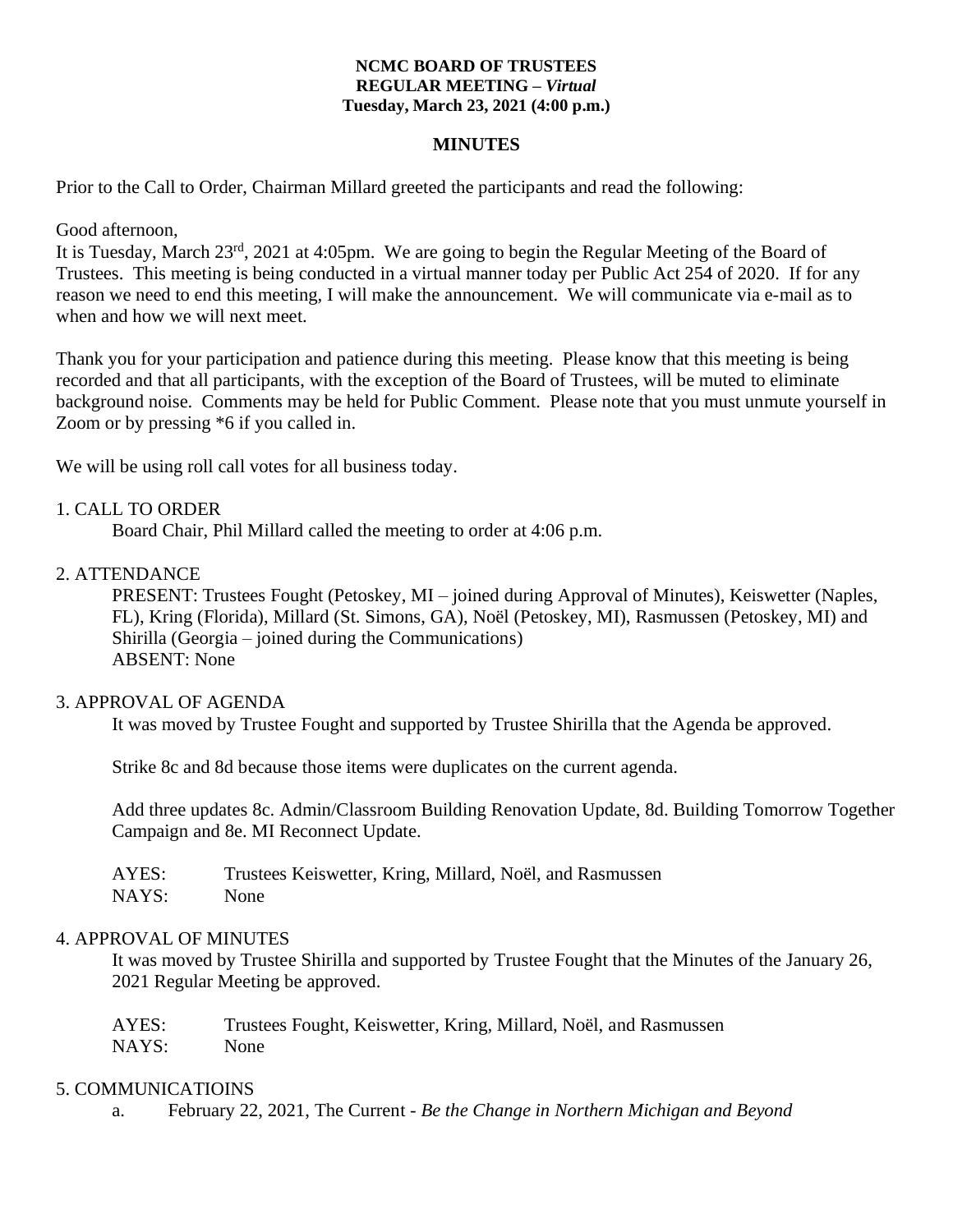**NCMC BOARD OF TRUSTEES**
**REGULAR MEETING – *Virtual***
**Tuesday, March 23, 2021 (4:00 p.m.)**

# MINUTES

Prior to the Call to Order, Chairman Millard greeted the participants and read the following:

Good afternoon,
It is Tuesday, March 23rd, 2021 at 4:05pm. We are going to begin the Regular Meeting of the Board of Trustees. This meeting is being conducted in a virtual manner today per Public Act 254 of 2020. If for any reason we need to end this meeting, I will make the announcement. We will communicate via e-mail as to when and how we will next meet.

Thank you for your participation and patience during this meeting. Please know that this meeting is being recorded and that all participants, with the exception of the Board of Trustees, will be muted to eliminate background noise. Comments may be held for Public Comment. Please note that you must unmute yourself in Zoom or by pressing *6 if you called in.

We will be using roll call votes for all business today.

1. CALL TO ORDER

Board Chair, Phil Millard called the meeting to order at 4:06 p.m.

2. ATTENDANCE

PRESENT: Trustees Fought (Petoskey, MI – joined during Approval of Minutes), Keiswetter (Naples, FL), Kring (Florida), Millard (St. Simons, GA), Noël (Petoskey, MI), Rasmussen (Petoskey, MI) and Shirilla (Georgia – joined during the Communications)
ABSENT: None

3. APPROVAL OF AGENDA

It was moved by Trustee Fought and supported by Trustee Shirilla that the Agenda be approved.

Strike 8c and 8d because those items were duplicates on the current agenda.

Add three updates 8c. Admin/Classroom Building Renovation Update, 8d. Building Tomorrow Together Campaign and 8e. MI Reconnect Update.

AYES: Trustees Keiswetter, Kring, Millard, Noël, and Rasmussen
NAYS: None

4. APPROVAL OF MINUTES

It was moved by Trustee Shirilla and supported by Trustee Fought that the Minutes of the January 26, 2021 Regular Meeting be approved.

AYES: Trustees Fought, Keiswetter, Kring, Millard, Noël, and Rasmussen
NAYS: None

5. COMMUNICATIOINS

a. February 22, 2021, The Current - *Be the Change in Northern Michigan and Beyond*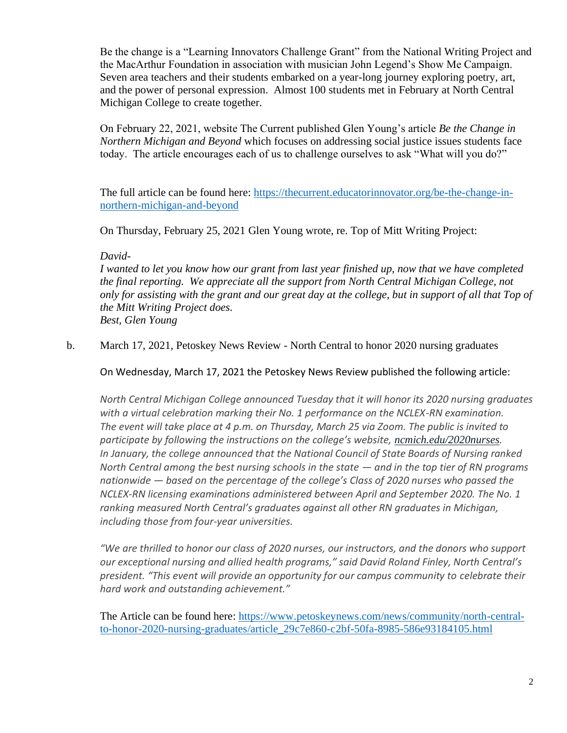Be the change is a "Learning Innovators Challenge Grant" from the National Writing Project and the MacArthur Foundation in association with musician John Legend's Show Me Campaign. Seven area teachers and their students embarked on a year-long journey exploring poetry, art, and the power of personal expression. Almost 100 students met in February at North Central Michigan College to create together.

On February 22, 2021, website The Current published Glen Young's article *Be the Change in Northern Michigan and Beyond* which focuses on addressing social justice issues students face today. The article encourages each of us to challenge ourselves to ask "What will you do?"

The full article can be found here: https://thecurrent.educatorinnovator.org/be-the-change-in-northern-michigan-and-beyond

On Thursday, February 25, 2021 Glen Young wrote, re. Top of Mitt Writing Project:

*David-*
*I wanted to let you know how our grant from last year finished up, now that we have completed the final reporting. We appreciate all the support from North Central Michigan College, not only for assisting with the grant and our great day at the college, but in support of all that Top of the Mitt Writing Project does.*
*Best, Glen Young*

b. March 17, 2021, Petoskey News Review - North Central to honor 2020 nursing graduates

On Wednesday, March 17, 2021 the Petoskey News Review published the following article:

*North Central Michigan College announced Tuesday that it will honor its 2020 nursing graduates with a virtual celebration marking their No. 1 performance on the NCLEX-RN examination. The event will take place at 4 p.m. on Thursday, March 25 via Zoom. The public is invited to participate by following the instructions on the college's website, ncmich.edu/2020nurses. In January, the college announced that the National Council of State Boards of Nursing ranked North Central among the best nursing schools in the state — and in the top tier of RN programs nationwide — based on the percentage of the college's Class of 2020 nurses who passed the NCLEX-RN licensing examinations administered between April and September 2020. The No. 1 ranking measured North Central's graduates against all other RN graduates in Michigan, including those from four-year universities.*

*"We are thrilled to honor our class of 2020 nurses, our instructors, and the donors who support our exceptional nursing and allied health programs," said David Roland Finley, North Central's president. "This event will provide an opportunity for our campus community to celebrate their hard work and outstanding achievement."*

The Article can be found here: https://www.petoskeynews.com/news/community/north-central-to-honor-2020-nursing-graduates/article_29c7e860-c2bf-50fa-8985-586e93184105.html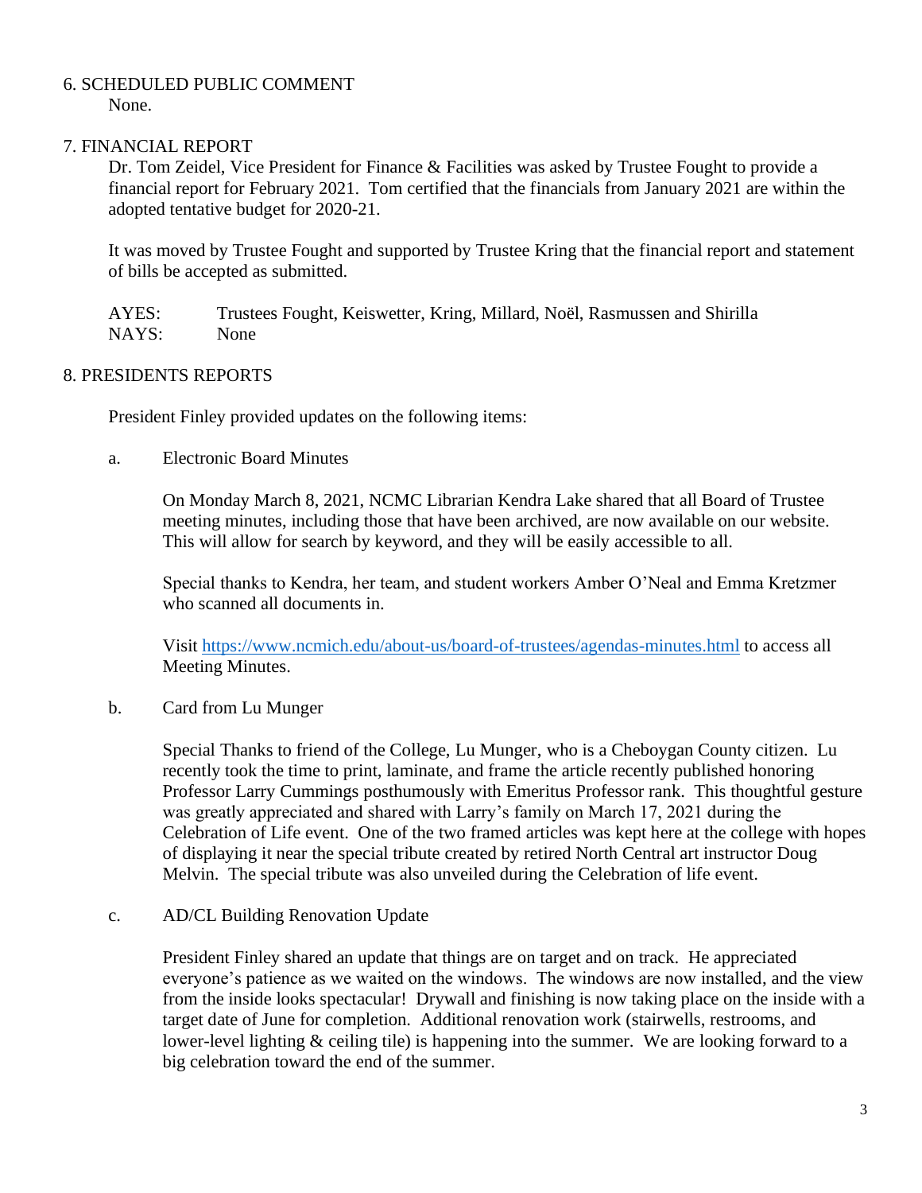## 6. SCHEDULED PUBLIC COMMENT

None.

## 7. FINANCIAL REPORT

Dr. Tom Zeidel, Vice President for Finance & Facilities was asked by Trustee Fought to provide a financial report for February 2021. Tom certified that the financials from January 2021 are within the adopted tentative budget for 2020-21.

It was moved by Trustee Fought and supported by Trustee Kring that the financial report and statement of bills be accepted as submitted.

| | |
|---|---|
| AYES: | Trustees Fought, Keiswetter, Kring, Millard, Noël, Rasmussen and Shirilla |
| NAYS: | None |

## 8. PRESIDENTS REPORTS

President Finley provided updates on the following items:

a. Electronic Board Minutes

On Monday March 8, 2021, NCMC Librarian Kendra Lake shared that all Board of Trustee meeting minutes, including those that have been archived, are now available on our website. This will allow for search by keyword, and they will be easily accessible to all.

Special thanks to Kendra, her team, and student workers Amber O'Neal and Emma Kretzmer who scanned all documents in.

Visit https://www.ncmich.edu/about-us/board-of-trustees/agendas-minutes.html to access all Meeting Minutes.

b. Card from Lu Munger

Special Thanks to friend of the College, Lu Munger, who is a Cheboygan County citizen. Lu recently took the time to print, laminate, and frame the article recently published honoring Professor Larry Cummings posthumously with Emeritus Professor rank. This thoughtful gesture was greatly appreciated and shared with Larry's family on March 17, 2021 during the Celebration of Life event. One of the two framed articles was kept here at the college with hopes of displaying it near the special tribute created by retired North Central art instructor Doug Melvin. The special tribute was also unveiled during the Celebration of life event.

c. AD/CL Building Renovation Update

President Finley shared an update that things are on target and on track. He appreciated everyone's patience as we waited on the windows. The windows are now installed, and the view from the inside looks spectacular! Drywall and finishing is now taking place on the inside with a target date of June for completion. Additional renovation work (stairwells, restrooms, and lower-level lighting & ceiling tile) is happening into the summer. We are looking forward to a big celebration toward the end of the summer.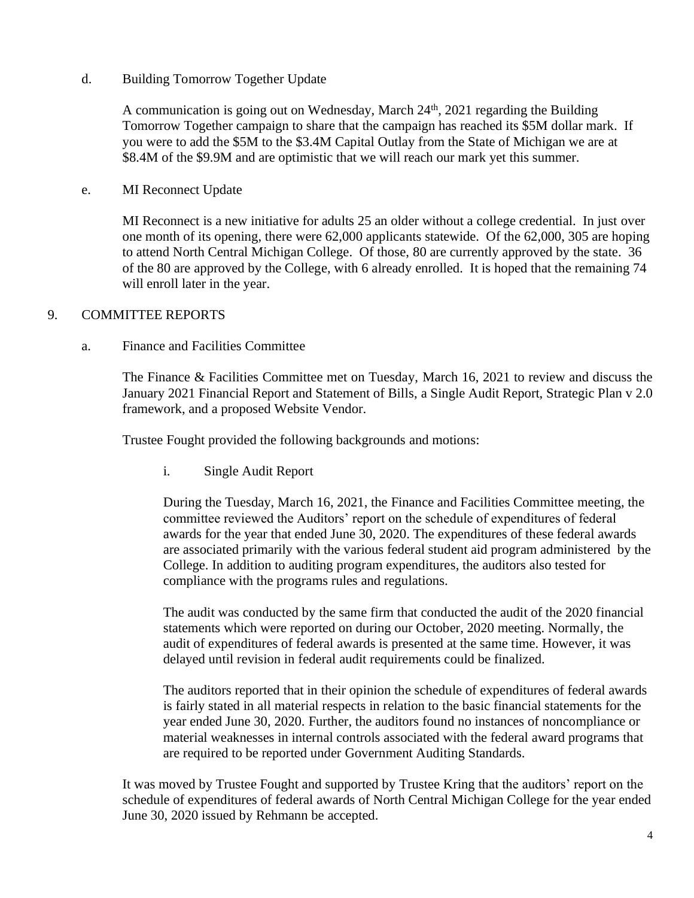d. Building Tomorrow Together Update

A communication is going out on Wednesday, March 24th, 2021 regarding the Building Tomorrow Together campaign to share that the campaign has reached its $5M dollar mark. If you were to add the $5M to the $3.4M Capital Outlay from the State of Michigan we are at $8.4M of the $9.9M and are optimistic that we will reach our mark yet this summer.

e. MI Reconnect Update

MI Reconnect is a new initiative for adults 25 an older without a college credential. In just over one month of its opening, there were 62,000 applicants statewide. Of the 62,000, 305 are hoping to attend North Central Michigan College. Of those, 80 are currently approved by the state. 36 of the 80 are approved by the College, with 6 already enrolled. It is hoped that the remaining 74 will enroll later in the year.

## 9. COMMITTEE REPORTS

a. Finance and Facilities Committee

The Finance & Facilities Committee met on Tuesday, March 16, 2021 to review and discuss the January 2021 Financial Report and Statement of Bills, a Single Audit Report, Strategic Plan v 2.0 framework, and a proposed Website Vendor.

Trustee Fought provided the following backgrounds and motions:

i. Single Audit Report

During the Tuesday, March 16, 2021, the Finance and Facilities Committee meeting, the committee reviewed the Auditors' report on the schedule of expenditures of federal awards for the year that ended June 30, 2020. The expenditures of these federal awards are associated primarily with the various federal student aid program administered by the College. In addition to auditing program expenditures, the auditors also tested for compliance with the programs rules and regulations.

The audit was conducted by the same firm that conducted the audit of the 2020 financial statements which were reported on during our October, 2020 meeting. Normally, the audit of expenditures of federal awards is presented at the same time. However, it was delayed until revision in federal audit requirements could be finalized.

The auditors reported that in their opinion the schedule of expenditures of federal awards is fairly stated in all material respects in relation to the basic financial statements for the year ended June 30, 2020. Further, the auditors found no instances of noncompliance or material weaknesses in internal controls associated with the federal award programs that are required to be reported under Government Auditing Standards.

It was moved by Trustee Fought and supported by Trustee Kring that the auditors' report on the schedule of expenditures of federal awards of North Central Michigan College for the year ended June 30, 2020 issued by Rehmann be accepted.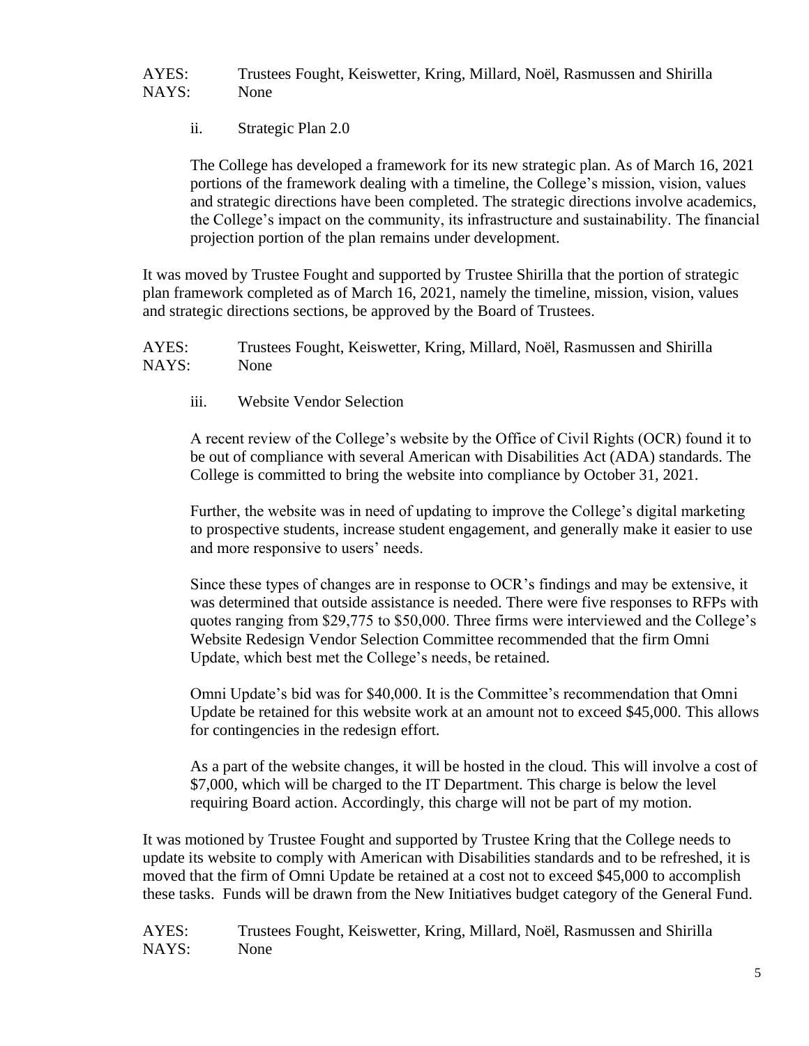AYES: Trustees Fought, Keiswetter, Kring, Millard, Noël, Rasmussen and Shirilla
NAYS: None

ii. Strategic Plan 2.0

The College has developed a framework for its new strategic plan. As of March 16, 2021 portions of the framework dealing with a timeline, the College's mission, vision, values and strategic directions have been completed. The strategic directions involve academics, the College's impact on the community, its infrastructure and sustainability. The financial projection portion of the plan remains under development.

It was moved by Trustee Fought and supported by Trustee Shirilla that the portion of strategic plan framework completed as of March 16, 2021, namely the timeline, mission, vision, values and strategic directions sections, be approved by the Board of Trustees.

AYES: Trustees Fought, Keiswetter, Kring, Millard, Noël, Rasmussen and Shirilla
NAYS: None

iii. Website Vendor Selection

A recent review of the College's website by the Office of Civil Rights (OCR) found it to be out of compliance with several American with Disabilities Act (ADA) standards. The College is committed to bring the website into compliance by October 31, 2021.

Further, the website was in need of updating to improve the College's digital marketing to prospective students, increase student engagement, and generally make it easier to use and more responsive to users' needs.

Since these types of changes are in response to OCR's findings and may be extensive, it was determined that outside assistance is needed. There were five responses to RFPs with quotes ranging from $29,775 to $50,000. Three firms were interviewed and the College's Website Redesign Vendor Selection Committee recommended that the firm Omni Update, which best met the College's needs, be retained.

Omni Update's bid was for $40,000. It is the Committee's recommendation that Omni Update be retained for this website work at an amount not to exceed $45,000. This allows for contingencies in the redesign effort.

As a part of the website changes, it will be hosted in the cloud. This will involve a cost of $7,000, which will be charged to the IT Department. This charge is below the level requiring Board action. Accordingly, this charge will not be part of my motion.

It was motioned by Trustee Fought and supported by Trustee Kring that the College needs to update its website to comply with American with Disabilities standards and to be refreshed, it is moved that the firm of Omni Update be retained at a cost not to exceed $45,000 to accomplish these tasks. Funds will be drawn from the New Initiatives budget category of the General Fund.

AYES: Trustees Fought, Keiswetter, Kring, Millard, Noël, Rasmussen and Shirilla
NAYS: None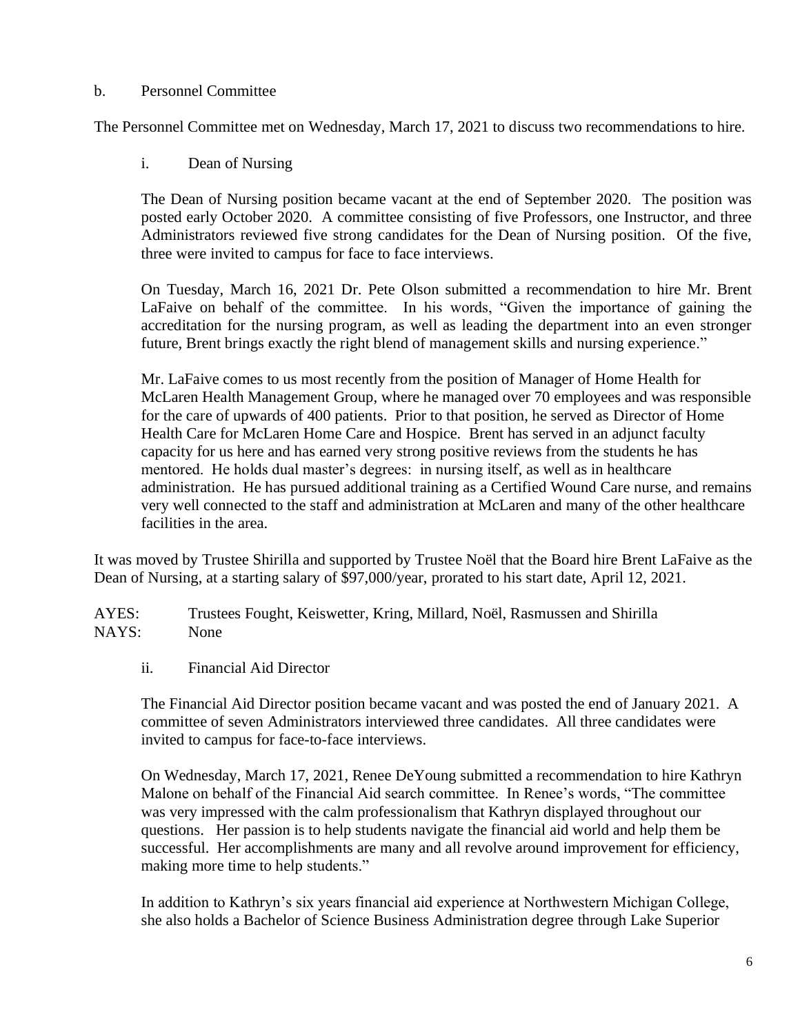b. Personnel Committee

The Personnel Committee met on Wednesday, March 17, 2021 to discuss two recommendations to hire.

i. Dean of Nursing

The Dean of Nursing position became vacant at the end of September 2020. The position was posted early October 2020. A committee consisting of five Professors, one Instructor, and three Administrators reviewed five strong candidates for the Dean of Nursing position. Of the five, three were invited to campus for face to face interviews.

On Tuesday, March 16, 2021 Dr. Pete Olson submitted a recommendation to hire Mr. Brent LaFaive on behalf of the committee. In his words, "Given the importance of gaining the accreditation for the nursing program, as well as leading the department into an even stronger future, Brent brings exactly the right blend of management skills and nursing experience."

Mr. LaFaive comes to us most recently from the position of Manager of Home Health for McLaren Health Management Group, where he managed over 70 employees and was responsible for the care of upwards of 400 patients. Prior to that position, he served as Director of Home Health Care for McLaren Home Care and Hospice. Brent has served in an adjunct faculty capacity for us here and has earned very strong positive reviews from the students he has mentored. He holds dual master's degrees: in nursing itself, as well as in healthcare administration. He has pursued additional training as a Certified Wound Care nurse, and remains very well connected to the staff and administration at McLaren and many of the other healthcare facilities in the area.

It was moved by Trustee Shirilla and supported by Trustee Noël that the Board hire Brent LaFaive as the Dean of Nursing, at a starting salary of $97,000/year, prorated to his start date, April 12, 2021.

AYES: Trustees Fought, Keiswetter, Kring, Millard, Noël, Rasmussen and Shirilla
NAYS: None

ii. Financial Aid Director

The Financial Aid Director position became vacant and was posted the end of January 2021. A committee of seven Administrators interviewed three candidates. All three candidates were invited to campus for face-to-face interviews.

On Wednesday, March 17, 2021, Renee DeYoung submitted a recommendation to hire Kathryn Malone on behalf of the Financial Aid search committee. In Renee's words, "The committee was very impressed with the calm professionalism that Kathryn displayed throughout our questions. Her passion is to help students navigate the financial aid world and help them be successful. Her accomplishments are many and all revolve around improvement for efficiency, making more time to help students."

In addition to Kathryn's six years financial aid experience at Northwestern Michigan College, she also holds a Bachelor of Science Business Administration degree through Lake Superior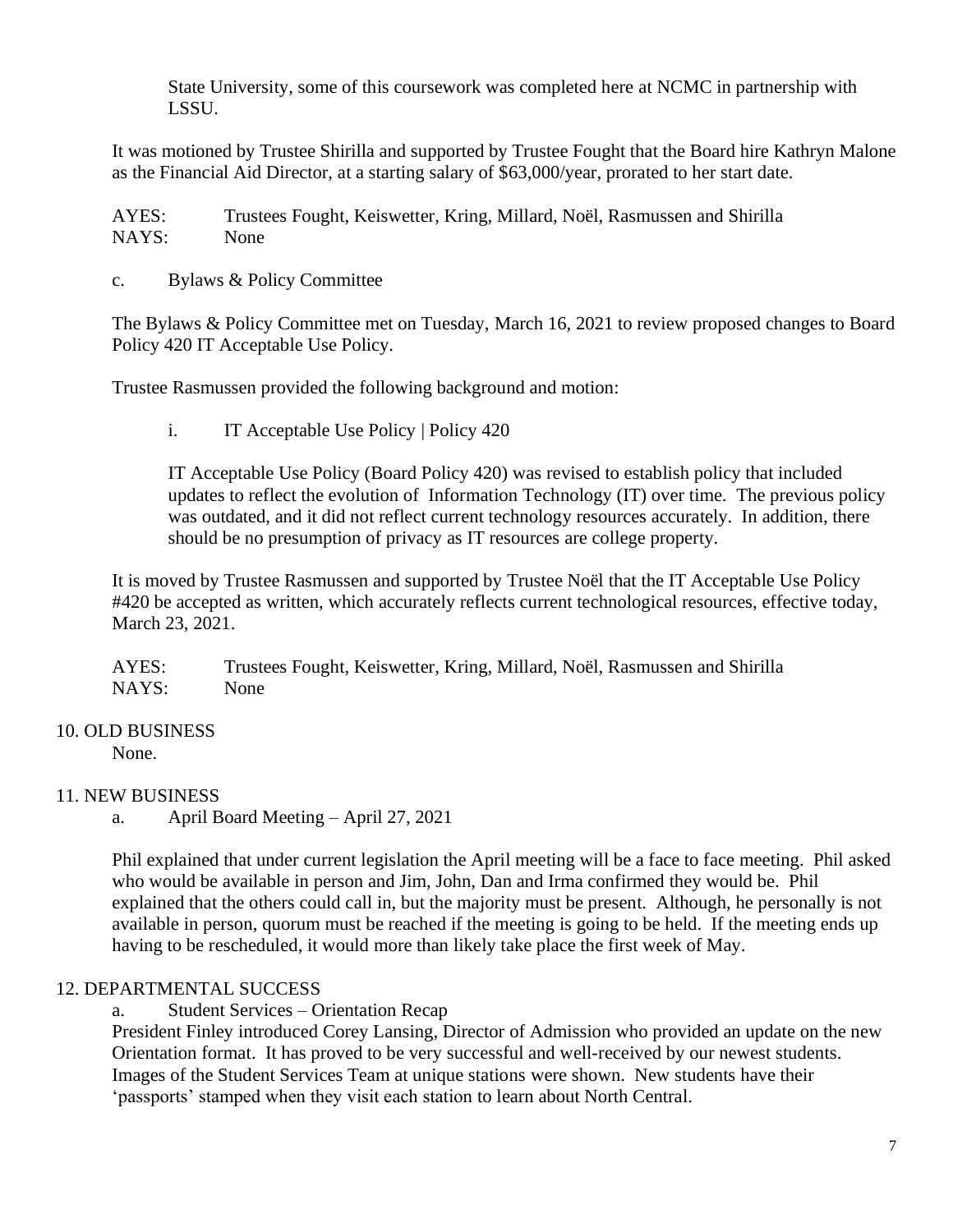State University, some of this coursework was completed here at NCMC in partnership with LSSU.

It was motioned by Trustee Shirilla and supported by Trustee Fought that the Board hire Kathryn Malone as the Financial Aid Director, at a starting salary of $63,000/year, prorated to her start date.

AYES: Trustees Fought, Keiswetter, Kring, Millard, Noël, Rasmussen and Shirilla
NAYS: None

c. Bylaws & Policy Committee

The Bylaws & Policy Committee met on Tuesday, March 16, 2021 to review proposed changes to Board Policy 420 IT Acceptable Use Policy.

Trustee Rasmussen provided the following background and motion:

i. IT Acceptable Use Policy | Policy 420

IT Acceptable Use Policy (Board Policy 420) was revised to establish policy that included updates to reflect the evolution of Information Technology (IT) over time. The previous policy was outdated, and it did not reflect current technology resources accurately. In addition, there should be no presumption of privacy as IT resources are college property.

It is moved by Trustee Rasmussen and supported by Trustee Noël that the IT Acceptable Use Policy #420 be accepted as written, which accurately reflects current technological resources, effective today, March 23, 2021.

AYES: Trustees Fought, Keiswetter, Kring, Millard, Noël, Rasmussen and Shirilla
NAYS: None

## 10. OLD BUSINESS

None.

## 11. NEW BUSINESS

a. April Board Meeting – April 27, 2021

Phil explained that under current legislation the April meeting will be a face to face meeting. Phil asked who would be available in person and Jim, John, Dan and Irma confirmed they would be. Phil explained that the others could call in, but the majority must be present. Although, he personally is not available in person, quorum must be reached if the meeting is going to be held. If the meeting ends up having to be rescheduled, it would more than likely take place the first week of May.

## 12. DEPARTMENTAL SUCCESS

a. Student Services – Orientation Recap

President Finley introduced Corey Lansing, Director of Admission who provided an update on the new Orientation format. It has proved to be very successful and well-received by our newest students. Images of the Student Services Team at unique stations were shown. New students have their 'passports' stamped when they visit each station to learn about North Central.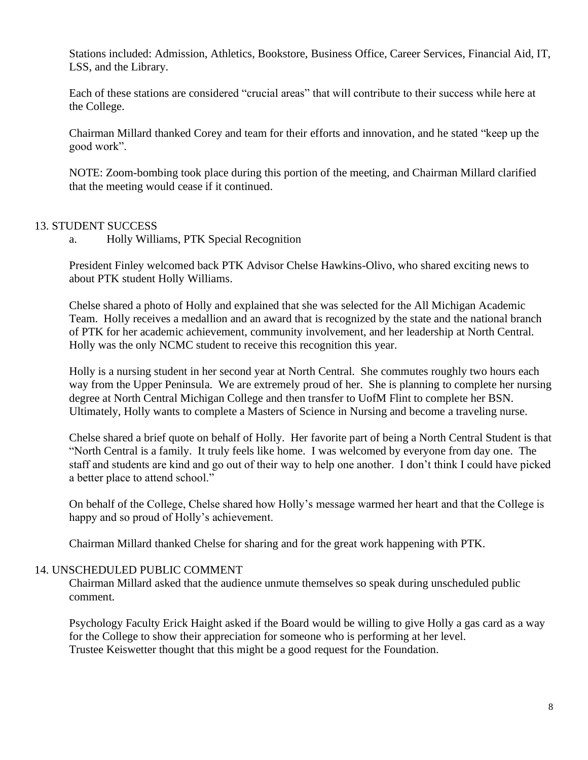Stations included: Admission, Athletics, Bookstore, Business Office, Career Services, Financial Aid, IT, LSS, and the Library.

Each of these stations are considered "crucial areas" that will contribute to their success while here at the College.

Chairman Millard thanked Corey and team for their efforts and innovation, and he stated "keep up the good work".

NOTE: Zoom-bombing took place during this portion of the meeting, and Chairman Millard clarified that the meeting would cease if it continued.

## 13. STUDENT SUCCESS

a. Holly Williams, PTK Special Recognition

President Finley welcomed back PTK Advisor Chelse Hawkins-Olivo, who shared exciting news to about PTK student Holly Williams.

Chelse shared a photo of Holly and explained that she was selected for the All Michigan Academic Team. Holly receives a medallion and an award that is recognized by the state and the national branch of PTK for her academic achievement, community involvement, and her leadership at North Central. Holly was the only NCMC student to receive this recognition this year.

Holly is a nursing student in her second year at North Central. She commutes roughly two hours each way from the Upper Peninsula. We are extremely proud of her. She is planning to complete her nursing degree at North Central Michigan College and then transfer to UofM Flint to complete her BSN. Ultimately, Holly wants to complete a Masters of Science in Nursing and become a traveling nurse.

Chelse shared a brief quote on behalf of Holly. Her favorite part of being a North Central Student is that "North Central is a family. It truly feels like home. I was welcomed by everyone from day one. The staff and students are kind and go out of their way to help one another. I don't think I could have picked a better place to attend school."

On behalf of the College, Chelse shared how Holly's message warmed her heart and that the College is happy and so proud of Holly's achievement.

Chairman Millard thanked Chelse for sharing and for the great work happening with PTK.

## 14. UNSCHEDULED PUBLIC COMMENT

Chairman Millard asked that the audience unmute themselves so speak during unscheduled public comment.

Psychology Faculty Erick Haight asked if the Board would be willing to give Holly a gas card as a way for the College to show their appreciation for someone who is performing at her level.
Trustee Keiswetter thought that this might be a good request for the Foundation.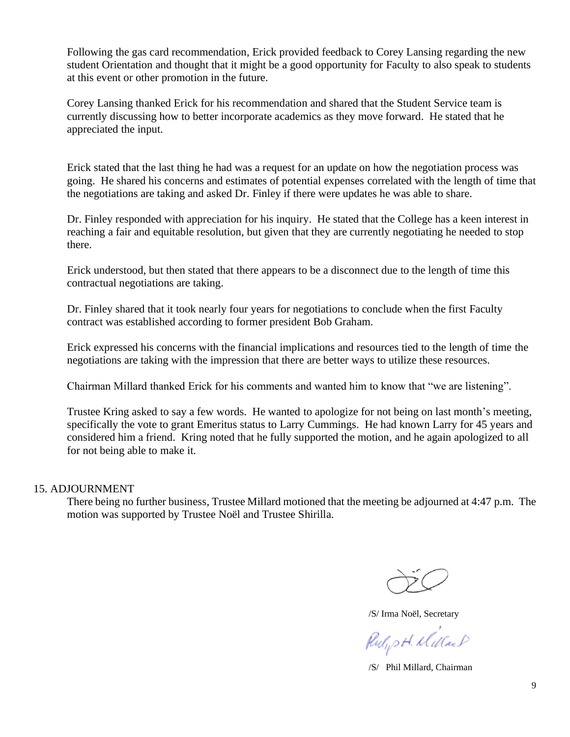Following the gas card recommendation, Erick provided feedback to Corey Lansing regarding the new student Orientation and thought that it might be a good opportunity for Faculty to also speak to students at this event or other promotion in the future.

Corey Lansing thanked Erick for his recommendation and shared that the Student Service team is currently discussing how to better incorporate academics as they move forward. He stated that he appreciated the input.

Erick stated that the last thing he had was a request for an update on how the negotiation process was going. He shared his concerns and estimates of potential expenses correlated with the length of time that the negotiations are taking and asked Dr. Finley if there were updates he was able to share.

Dr. Finley responded with appreciation for his inquiry. He stated that the College has a keen interest in reaching a fair and equitable resolution, but given that they are currently negotiating he needed to stop there.

Erick understood, but then stated that there appears to be a disconnect due to the length of time this contractual negotiations are taking.

Dr. Finley shared that it took nearly four years for negotiations to conclude when the first Faculty contract was established according to former president Bob Graham.

Erick expressed his concerns with the financial implications and resources tied to the length of time the negotiations are taking with the impression that there are better ways to utilize these resources.

Chairman Millard thanked Erick for his comments and wanted him to know that "we are listening".

Trustee Kring asked to say a few words. He wanted to apologize for not being on last month's meeting, specifically the vote to grant Emeritus status to Larry Cummings. He had known Larry for 45 years and considered him a friend. Kring noted that he fully supported the motion, and he again apologized to all for not being able to make it.

## 15. ADJOURNMENT

There being no further business, Trustee Millard motioned that the meeting be adjourned at 4:47 p.m. The motion was supported by Trustee Noël and Trustee Shirilla.

/S/ Irma Noël, Secretary

/S/ Phil Millard, Chairman